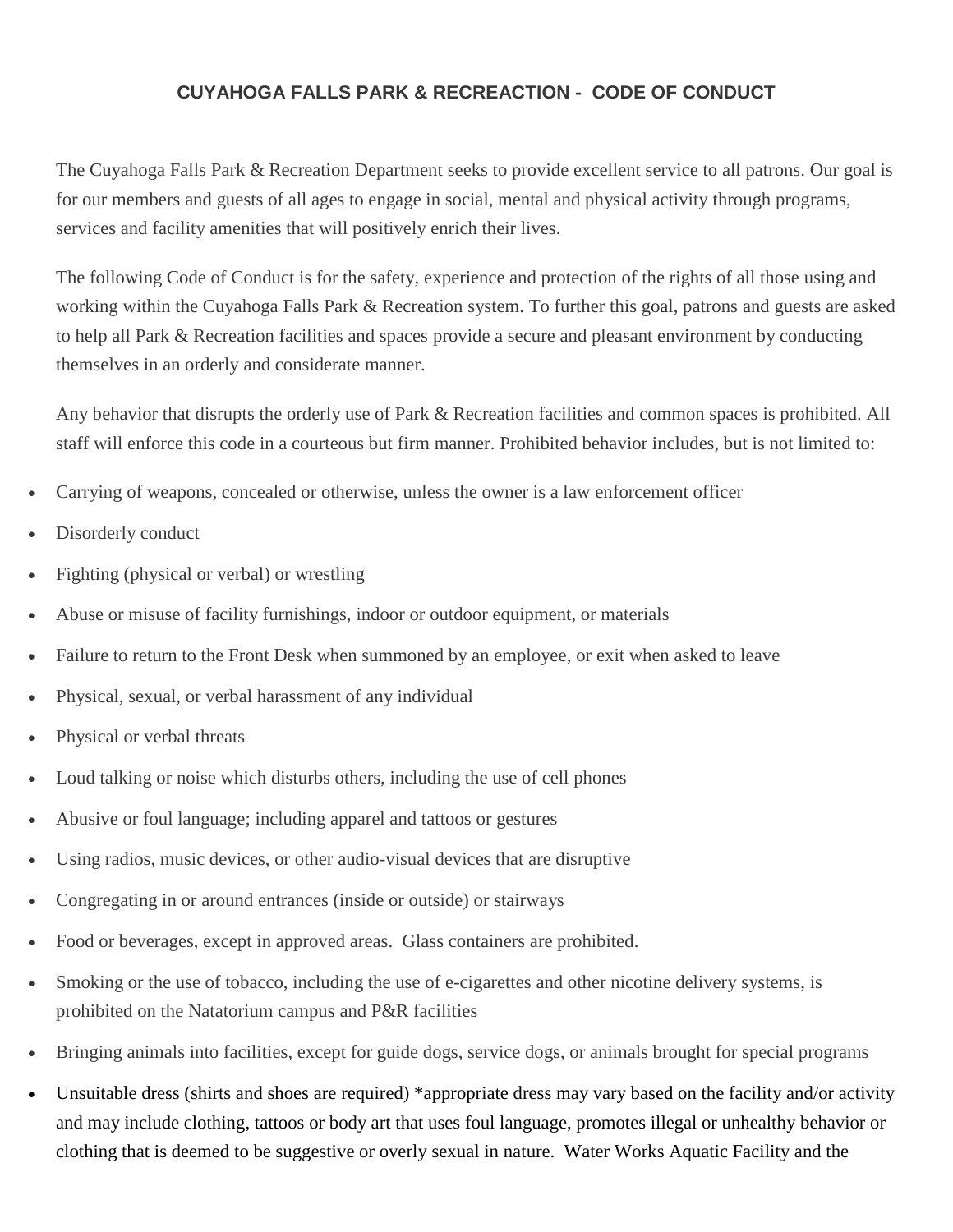# CUYAHOGA FALLS PARK & RECREACTION - CODE OF CONDUCT

The Cuyahoga Falls Park & Recreation Department seeks to provide excellent service to all patrons. Our goal is for our members and guests of all ages to engage in social, mental and physical activity through programs, services and facility amenities that will positively enrich their lives.

The following Code of Conduct is for the safety, experience and protection of the rights of all those using and working within the Cuyahoga Falls Park & Recreation system. To further this goal, patrons and guests are asked to help all Park & Recreation facilities and spaces provide a secure and pleasant environment by conducting themselves in an orderly and considerate manner.

Any behavior that disrupts the orderly use of Park & Recreation facilities and common spaces is prohibited. All staff will enforce this code in a courteous but firm manner. Prohibited behavior includes, but is not limited to:

- Carrying of weapons, concealed or otherwise, unless the owner is a law enforcement officer
- Disorderly conduct
- Fighting (physical or verbal) or wrestling
- Abuse or misuse of facility furnishings, indoor or outdoor equipment, or materials
- Failure to return to the Front Desk when summoned by an employee, or exit when asked to leave
- Physical, sexual, or verbal harassment of any individual
- Physical or verbal threats
- Loud talking or noise which disturbs others, including the use of cell phones
- Abusive or foul language; including apparel and tattoos or gestures
- Using radios, music devices, or other audio-visual devices that are disruptive
- Congregating in or around entrances (inside or outside) or stairways
- Food or beverages, except in approved areas. Glass containers are prohibited.
- Smoking or the use of tobacco, including the use of e-cigarettes and other nicotine delivery systems, is prohibited on the Natatorium campus and P&R facilities
- Bringing animals into facilities, except for guide dogs, service dogs, or animals brought for special programs
- Unsuitable dress (shirts and shoes are required) *appropriate dress may vary based on the facility and/or activity and may include clothing, tattoos or body art that uses foul language, promotes illegal or unhealthy behavior or clothing that is deemed to be suggestive or overly sexual in nature. Water Works Aquatic Facility and the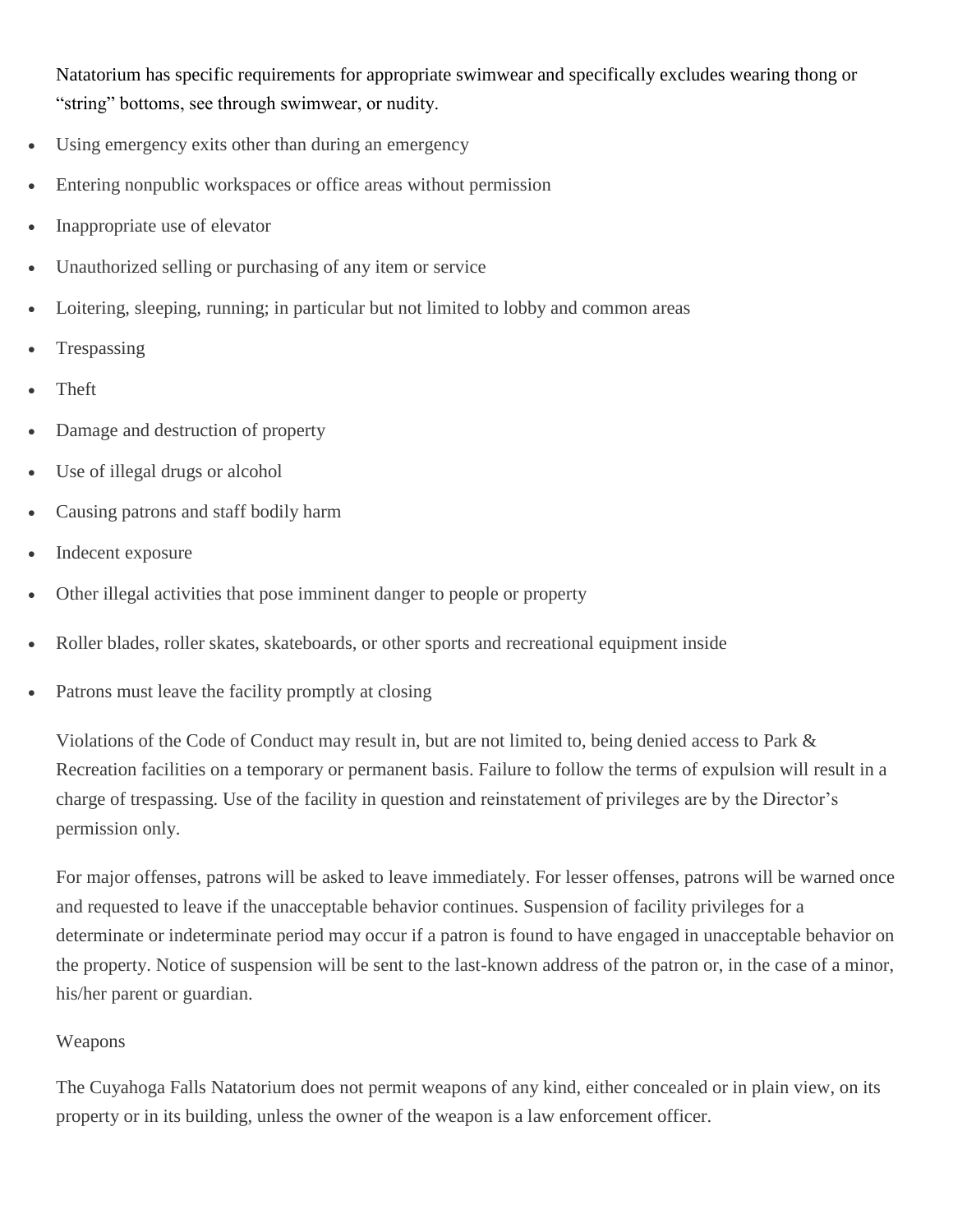Natatorium has specific requirements for appropriate swimwear and specifically excludes wearing thong or "string" bottoms, see through swimwear, or nudity.

- Using emergency exits other than during an emergency
- Entering nonpublic workspaces or office areas without permission
- Inappropriate use of elevator
- Unauthorized selling or purchasing of any item or service
- Loitering, sleeping, running; in particular but not limited to lobby and common areas
- Trespassing
- Theft
- Damage and destruction of property
- Use of illegal drugs or alcohol
- Causing patrons and staff bodily harm
- Indecent exposure
- Other illegal activities that pose imminent danger to people or property
- Roller blades, roller skates, skateboards, or other sports and recreational equipment inside
- Patrons must leave the facility promptly at closing

Violations of the Code of Conduct may result in, but are not limited to, being denied access to Park & Recreation facilities on a temporary or permanent basis. Failure to follow the terms of expulsion will result in a charge of trespassing. Use of the facility in question and reinstatement of privileges are by the Director's permission only.

For major offenses, patrons will be asked to leave immediately. For lesser offenses, patrons will be warned once and requested to leave if the unacceptable behavior continues. Suspension of facility privileges for a determinate or indeterminate period may occur if a patron is found to have engaged in unacceptable behavior on the property. Notice of suspension will be sent to the last-known address of the patron or, in the case of a minor, his/her parent or guardian.

Weapons

The Cuyahoga Falls Natatorium does not permit weapons of any kind, either concealed or in plain view, on its property or in its building, unless the owner of the weapon is a law enforcement officer.